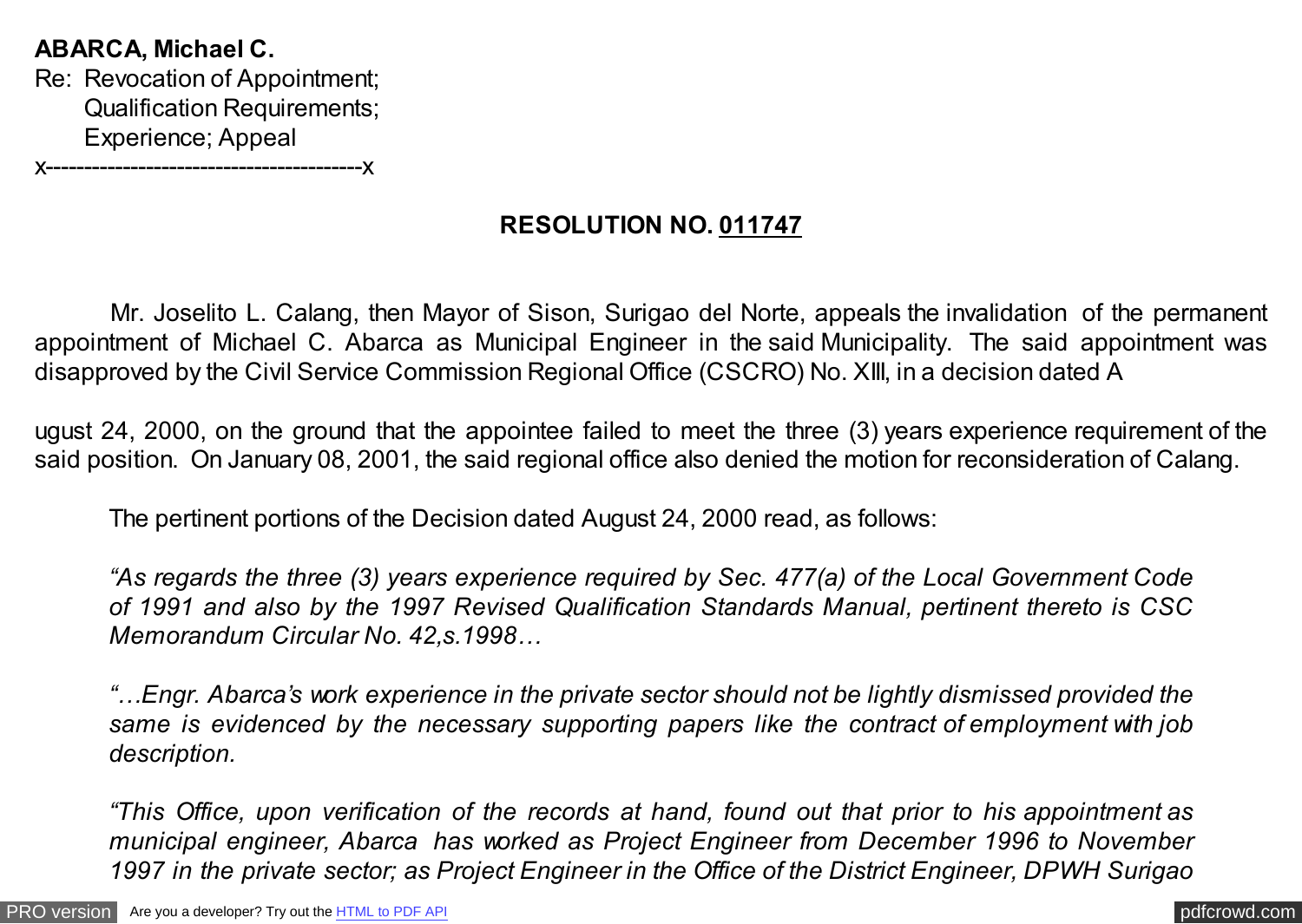**ABARCA, Michael C.**
Re: Revocation of Appointment;
Qualification Requirements;
Experience; Appeal
x----------------------------------------x

**RESOLUTION NO. 011747**

Mr. Joselito L. Calang, then Mayor of Sison, Surigao del Norte, appeals the invalidation of the permanent appointment of Michael C. Abarca as Municipal Engineer in the said Municipality. The said appointment was disapproved by the Civil Service Commission Regional Office (CSCRO) No. XIII, in a decision dated A

ugust 24, 2000, on the ground that the appointee failed to meet the three (3) years experience requirement of the said position. On January 08, 2001, the said regional office also denied the motion for reconsideration of Calang.

The pertinent portions of the Decision dated August 24, 2000 read, as follows:

*"As regards the three (3) years experience required by Sec. 477(a) of the Local Government Code of 1991 and also by the 1997 Revised Qualification Standards Manual, pertinent thereto is CSC Memorandum Circular No. 42,s.1998…*

*"…Engr. Abarca's work experience in the private sector should not be lightly dismissed provided the same is evidenced by the necessary supporting papers like the contract of employment with job description.*

*"This Office, upon verification of the records at hand, found out that prior to his appointment as municipal engineer, Abarca has worked as Project Engineer from December 1996 to November 1997 in the private sector; as Project Engineer in the Office of the District Engineer, DPWH Surigao*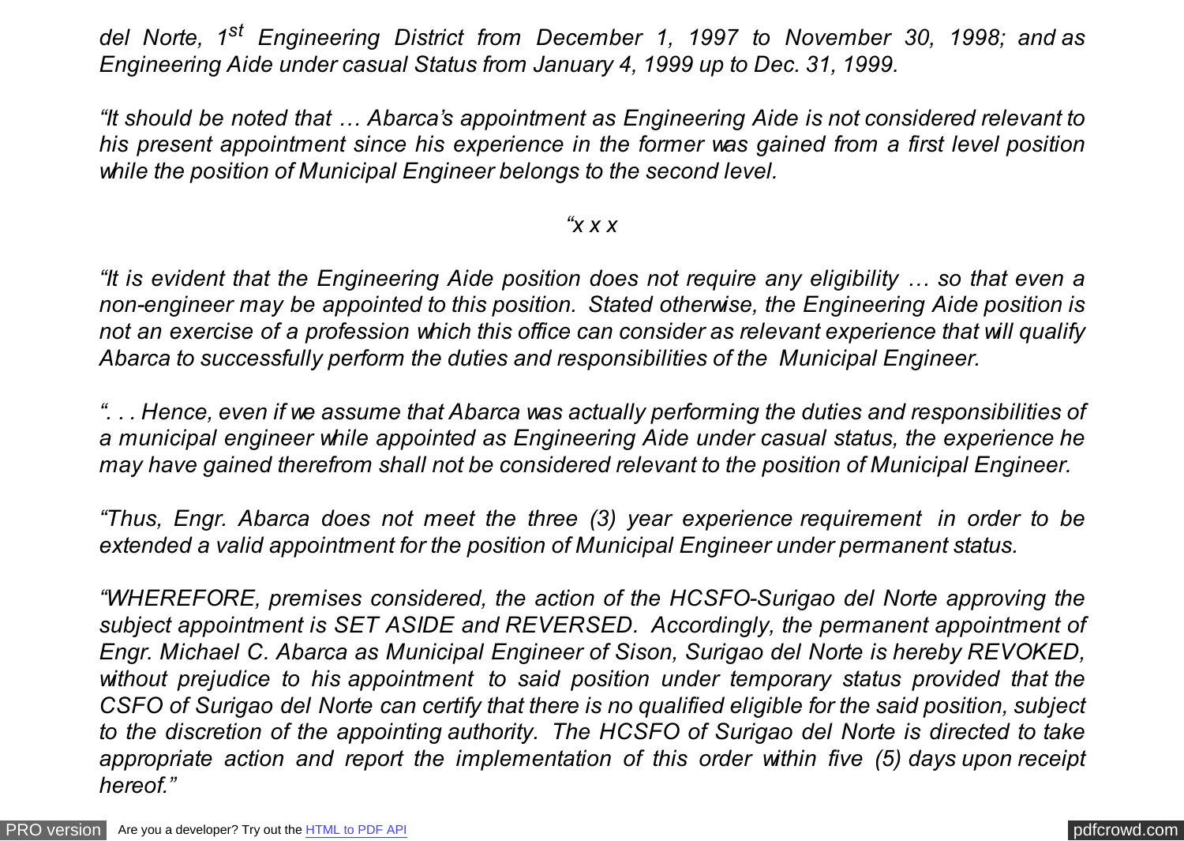*del Norte, 1st Engineering District from December 1, 1997 to November 30, 1998; and as Engineering Aide under casual Status from January 4, 1999 up to Dec. 31, 1999.*

*"It should be noted that … Abarca's appointment as Engineering Aide is not considered relevant to his present appointment since his experience in the former was gained from a first level position while the position of Municipal Engineer belongs to the second level.*

*"x x x*

*"It is evident that the Engineering Aide position does not require any eligibility … so that even a non-engineer may be appointed to this position. Stated otherwise, the Engineering Aide position is not an exercise of a profession which this office can consider as relevant experience that will qualify Abarca to successfully perform the duties and responsibilities of the Municipal Engineer.*

*". . . Hence, even if we assume that Abarca was actually performing the duties and responsibilities of a municipal engineer while appointed as Engineering Aide under casual status, the experience he may have gained therefrom shall not be considered relevant to the position of Municipal Engineer.*

*"Thus, Engr. Abarca does not meet the three (3) year experience requirement in order to be extended a valid appointment for the position of Municipal Engineer under permanent status.*

*"WHEREFORE, premises considered, the action of the HCSFO-Surigao del Norte approving the subject appointment is SET ASIDE and REVERSED. Accordingly, the permanent appointment of Engr. Michael C. Abarca as Municipal Engineer of Sison, Surigao del Norte is hereby REVOKED, without prejudice to his appointment to said position under temporary status provided that the CSFO of Surigao del Norte can certify that there is no qualified eligible for the said position, subject to the discretion of the appointing authority. The HCSFO of Surigao del Norte is directed to take appropriate action and report the implementation of this order within five (5) days upon receipt hereof."*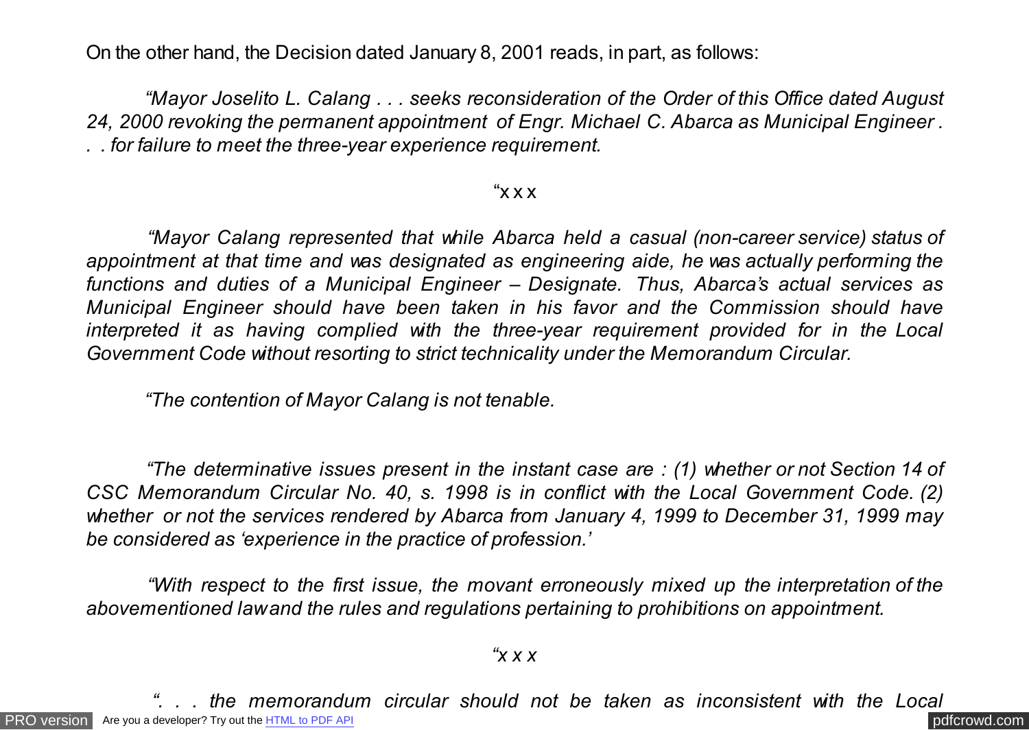On the other hand, the Decision dated January 8, 2001 reads, in part, as follows:

*"Mayor Joselito L. Calang . . . seeks reconsideration of the Order of this Office dated August 24, 2000 revoking the permanent appointment of Engr. Michael C. Abarca as Municipal Engineer . . . for failure to meet the three-year experience requirement.*

"x x x

*"Mayor Calang represented that while Abarca held a casual (non-career service) status of appointment at that time and was designated as engineering aide, he was actually performing the functions and duties of a Municipal Engineer – Designate. Thus, Abarca's actual services as Municipal Engineer should have been taken in his favor and the Commission should have interpreted it as having complied with the three-year requirement provided for in the Local Government Code without resorting to strict technicality under the Memorandum Circular.*

*"The contention of Mayor Calang is not tenable.*

*"The determinative issues present in the instant case are : (1) whether or not Section 14 of CSC Memorandum Circular No. 40, s. 1998 is in conflict with the Local Government Code. (2) whether or not the services rendered by Abarca from January 4, 1999 to December 31, 1999 may be considered as 'experience in the practice of profession.'*

*"With respect to the first issue, the movant erroneously mixed up the interpretation of the abovementioned law and the rules and regulations pertaining to prohibitions on appointment.*

*"x x x*

*". . . the memorandum circular should not be taken as inconsistent with the Local*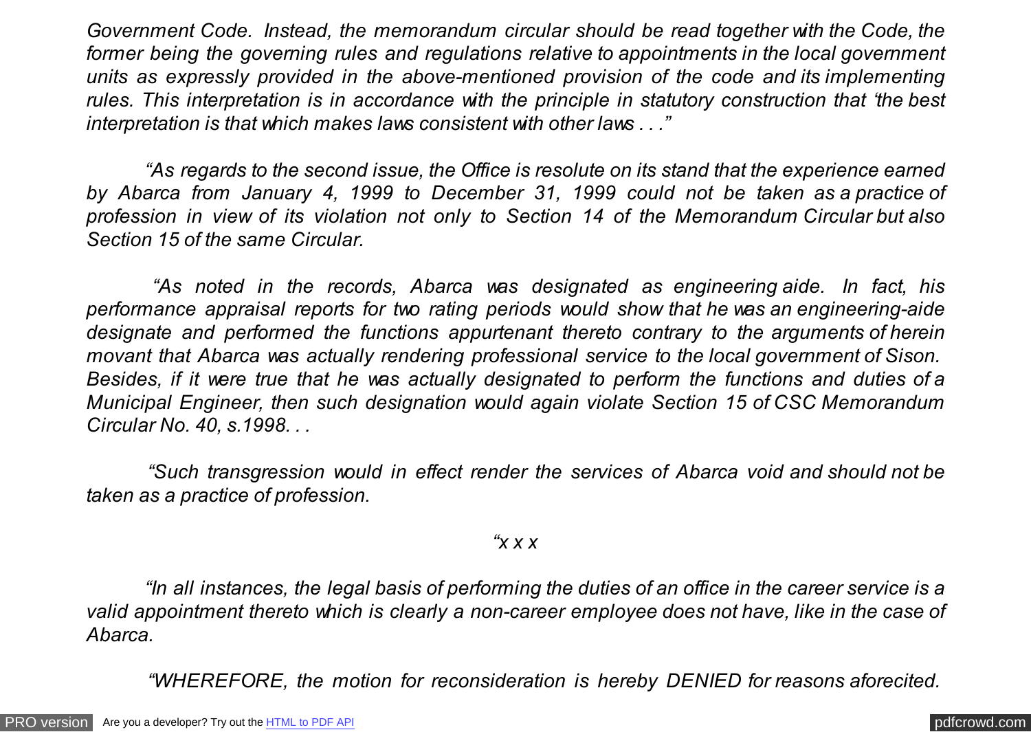*Government Code. Instead, the memorandum circular should be read together with the Code, the former being the governing rules and regulations relative to appointments in the local government units as expressly provided in the above-mentioned provision of the code and its implementing rules. This interpretation is in accordance with the principle in statutory construction that 'the best interpretation is that which makes laws consistent with other laws . . ."*

*"As regards to the second issue, the Office is resolute on its stand that the experience earned by Abarca from January 4, 1999 to December 31, 1999 could not be taken as a practice of profession in view of its violation not only to Section 14 of the Memorandum Circular but also Section 15 of the same Circular.*

*"As noted in the records, Abarca was designated as engineering aide. In fact, his performance appraisal reports for two rating periods would show that he was an engineering-aide designate and performed the functions appurtenant thereto contrary to the arguments of herein movant that Abarca was actually rendering professional service to the local government of Sison. Besides, if it were true that he was actually designated to perform the functions and duties of a Municipal Engineer, then such designation would again violate Section 15 of CSC Memorandum Circular No. 40, s.1998. . .*

*"Such transgression would in effect render the services of Abarca void and should not be taken as a practice of profession.*

*"x x x*

*"In all instances, the legal basis of performing the duties of an office in the career service is a valid appointment thereto which is clearly a non-career employee does not have, like in the case of Abarca.*

*"WHEREFORE, the motion for reconsideration is hereby DENIED for reasons aforecited.*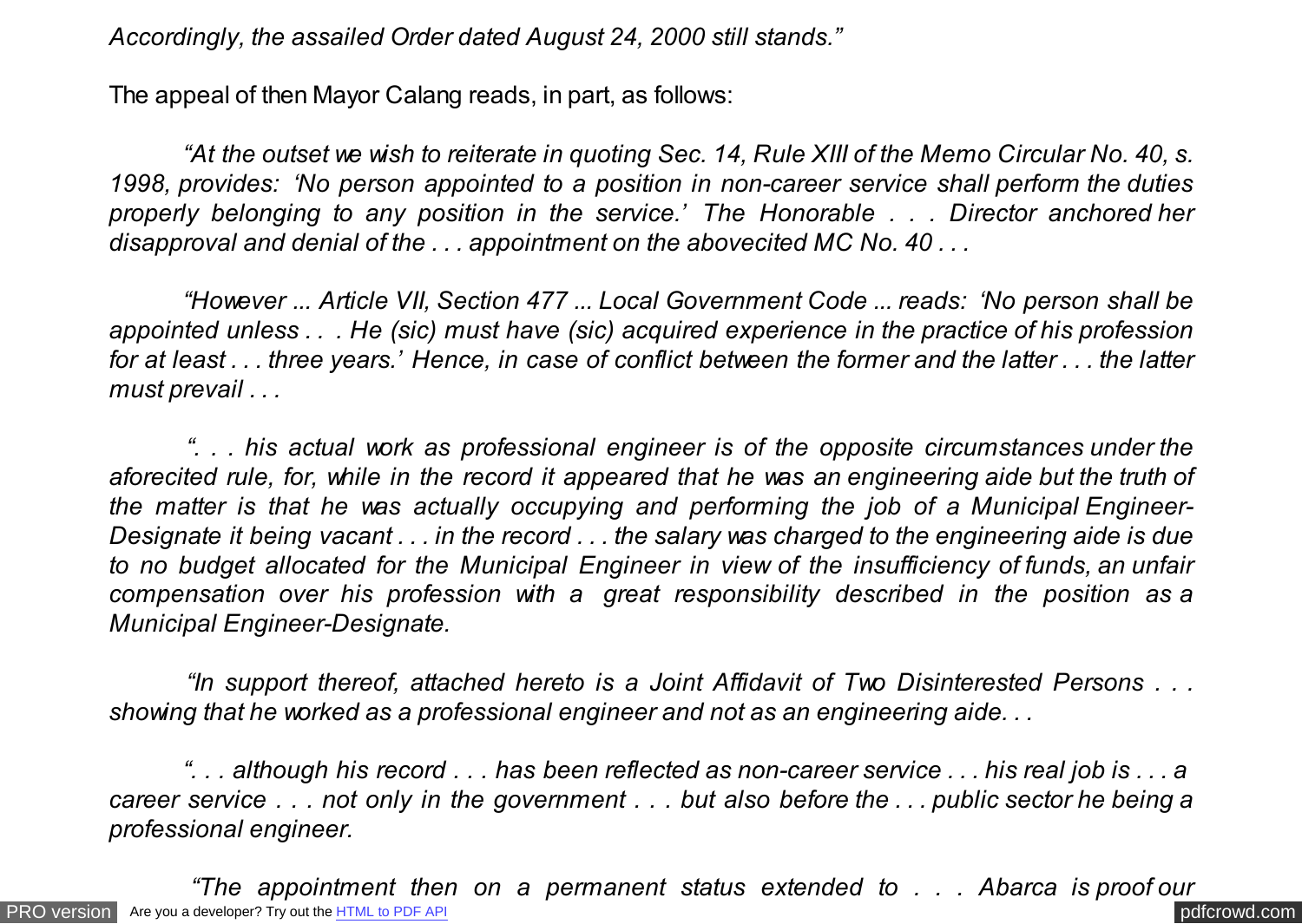*Accordingly, the assailed Order dated August 24, 2000 still stands."*

The appeal of then Mayor Calang reads, in part, as follows:

*"At the outset we wish to reiterate in quoting Sec. 14, Rule XIII of the Memo Circular No. 40, s. 1998, provides: 'No person appointed to a position in non-career service shall perform the duties properly belonging to any position in the service.' The Honorable . . . Director anchored her disapproval and denial of the . . . appointment on the abovecited MC No. 40 . . .*

*"However ... Article VII, Section 477 ... Local Government Code ... reads: 'No person shall be appointed unless . . . He (sic) must have (sic) acquired experience in the practice of his profession for at least . . . three years.' Hence, in case of conflict between the former and the latter . . . the latter must prevail . . .*

*". . . his actual work as professional engineer is of the opposite circumstances under the aforecited rule, for, while in the record it appeared that he was an engineering aide but the truth of the matter is that he was actually occupying and performing the job of a Municipal Engineer-Designate it being vacant . . . in the record . . . the salary was charged to the engineering aide is due to no budget allocated for the Municipal Engineer in view of the insufficiency of funds, an unfair compensation over his profession with a great responsibility described in the position as a Municipal Engineer-Designate.*

*"In support thereof, attached hereto is a Joint Affidavit of Two Disinterested Persons . . . showing that he worked as a professional engineer and not as an engineering aide. . .*

*". . . although his record . . . has been reflected as non-career service . . . his real job is . . . a career service . . . not only in the government . . . but also before the . . . public sector he being a professional engineer.*

*"The appointment then on a permanent status extended to . . . Abarca is proof our*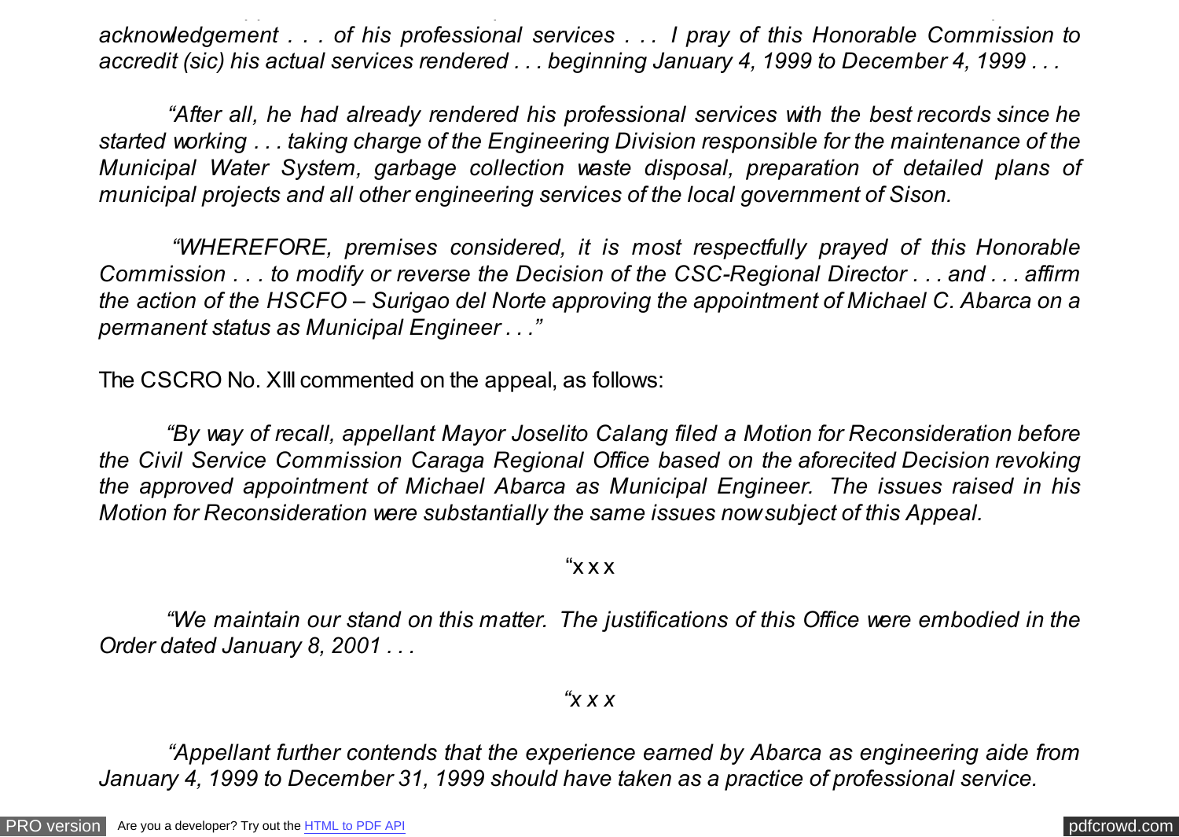*acknowledgement . . . of his professional services . . . I pray of this Honorable Commission to accredit (sic) his actual services rendered . . . beginning January 4, 1999 to December 4, 1999 . . .*

*"After all, he had already rendered his professional services with the best records since he started working . . . taking charge of the Engineering Division responsible for the maintenance of the Municipal Water System, garbage collection waste disposal, preparation of detailed plans of municipal projects and all other engineering services of the local government of Sison.*

*"WHEREFORE, premises considered, it is most respectfully prayed of this Honorable Commission . . . to modify or reverse the Decision of the CSC-Regional Director . . . and . . . affirm the action of the HSCFO – Surigao del Norte approving the appointment of Michael C. Abarca on a permanent status as Municipal Engineer . . ."*

The CSCRO No. XIII commented on the appeal, as follows:

*"By way of recall, appellant Mayor Joselito Calang filed a Motion for Reconsideration before the Civil Service Commission Caraga Regional Office based on the aforecited Decision revoking the approved appointment of Michael Abarca as Municipal Engineer. The issues raised in his Motion for Reconsideration were substantially the same issues now subject of this Appeal.*

"x x x

*"We maintain our stand on this matter. The justifications of this Office were embodied in the Order dated January 8, 2001 . . .*

*"x x x*

*"Appellant further contends that the experience earned by Abarca as engineering aide from January 4, 1999 to December 31, 1999 should have taken as a practice of professional service.*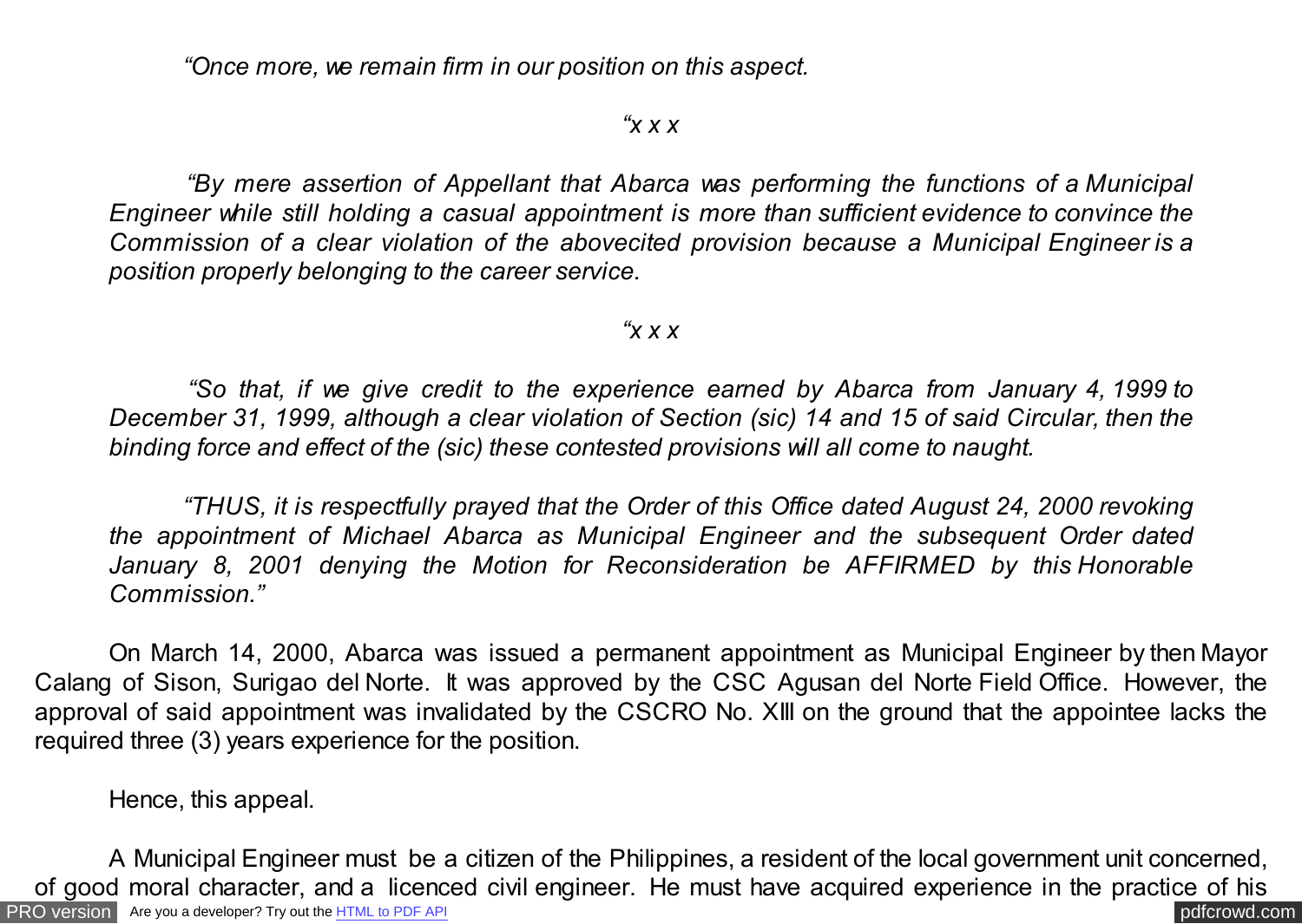*"Once more, we remain firm in our position on this aspect.*

*"x x x*

*"By mere assertion of Appellant that Abarca was performing the functions of a Municipal Engineer while still holding a casual appointment is more than sufficient evidence to convince the Commission of a clear violation of the abovecited provision because a Municipal Engineer is a position properly belonging to the career service.*

*"x x x*

*"So that, if we give credit to the experience earned by Abarca from January 4, 1999 to December 31, 1999, although a clear violation of Section (sic) 14 and 15 of said Circular, then the binding force and effect of the (sic) these contested provisions will all come to naught.*

*"THUS, it is respectfully prayed that the Order of this Office dated August 24, 2000 revoking the appointment of Michael Abarca as Municipal Engineer and the subsequent Order dated January 8, 2001 denying the Motion for Reconsideration be AFFIRMED by this Honorable Commission."*

On March 14, 2000, Abarca was issued a permanent appointment as Municipal Engineer by then Mayor Calang of Sison, Surigao del Norte. It was approved by the CSC Agusan del Norte Field Office. However, the approval of said appointment was invalidated by the CSCRO No. XIII on the ground that the appointee lacks the required three (3) years experience for the position.

Hence, this appeal.

A Municipal Engineer must be a citizen of the Philippines, a resident of the local government unit concerned, of good moral character, and a licenced civil engineer. He must have acquired experience in the practice of his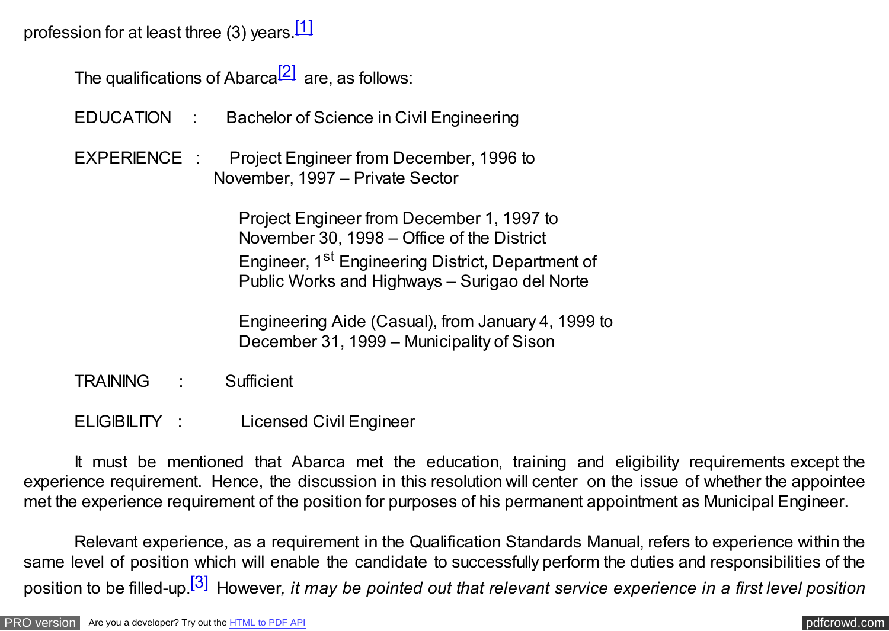profession for at least three (3) years.[1]

The qualifications of Abarca[2] are, as follows:

EDUCATION : Bachelor of Science in Civil Engineering

EXPERIENCE : Project Engineer from December, 1996 to November, 1997 – Private Sector

Project Engineer from December 1, 1997 to November 30, 1998 – Office of the District Engineer, 1st Engineering District, Department of Public Works and Highways – Surigao del Norte

Engineering Aide (Casual), from January 4, 1999 to December 31, 1999 – Municipality of Sison

TRAINING : Sufficient

ELIGIBILITY : Licensed Civil Engineer

It must be mentioned that Abarca met the education, training and eligibility requirements except the experience requirement. Hence, the discussion in this resolution will center on the issue of whether the appointee met the experience requirement of the position for purposes of his permanent appointment as Municipal Engineer.

Relevant experience, as a requirement in the Qualification Standards Manual, refers to experience within the same level of position which will enable the candidate to successfully perform the duties and responsibilities of the position to be filled-up.[3] However*, it may be pointed out that relevant service experience in a first level position*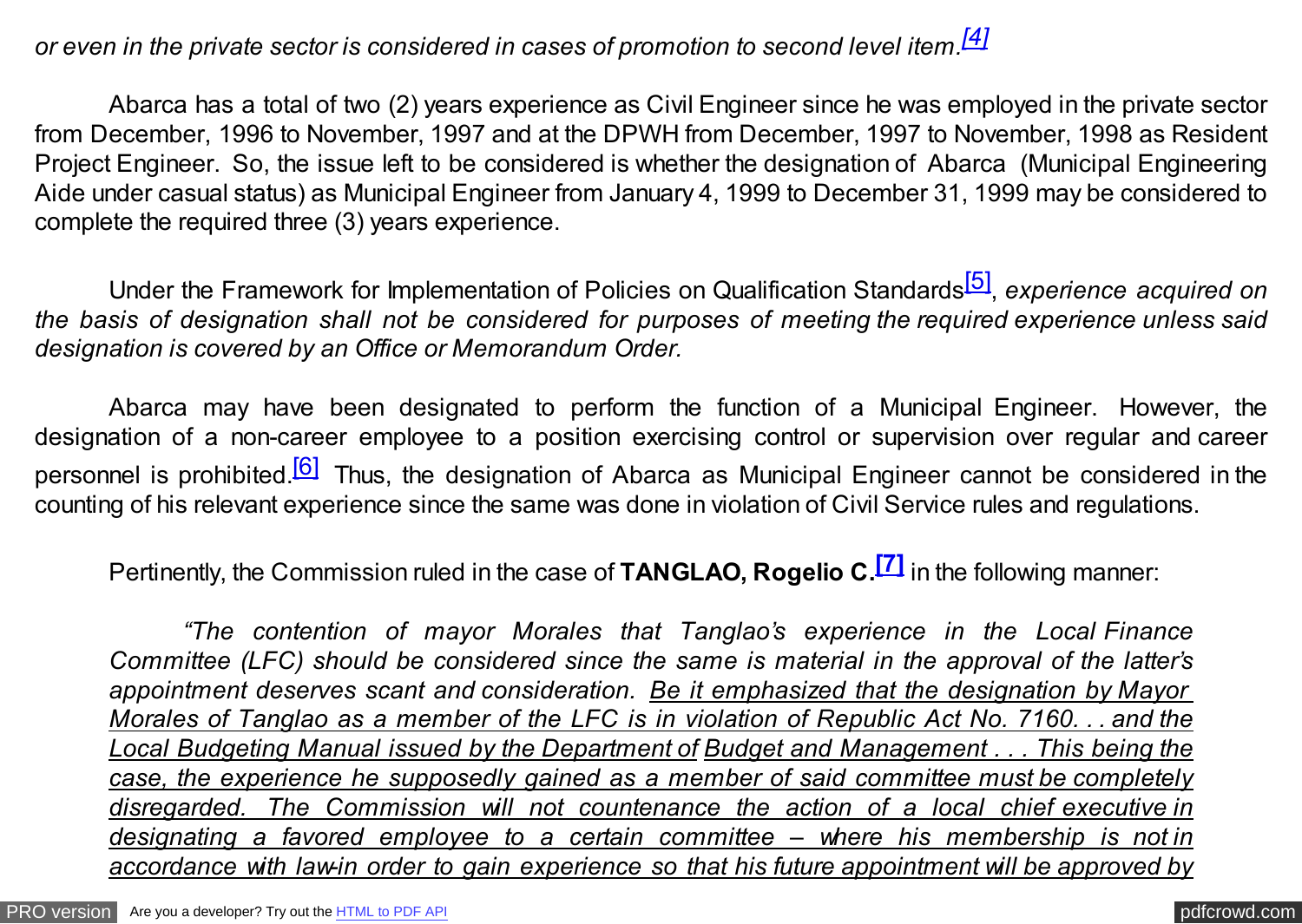*or even in the private sector is considered in cases of promotion to second level item.*[4]

Abarca has a total of two (2) years experience as Civil Engineer since he was employed in the private sector from December, 1996 to November, 1997 and at the DPWH from December, 1997 to November, 1998 as Resident Project Engineer. So, the issue left to be considered is whether the designation of Abarca (Municipal Engineering Aide under casual status) as Municipal Engineer from January 4, 1999 to December 31, 1999 may be considered to complete the required three (3) years experience.

Under the Framework for Implementation of Policies on Qualification Standards[5], *experience acquired on the basis of designation shall not be considered for purposes of meeting the required experience unless said designation is covered by an Office or Memorandum Order.*

Abarca may have been designated to perform the function of a Municipal Engineer. However, the designation of a non-career employee to a position exercising control or supervision over regular and career personnel is prohibited.[6] Thus, the designation of Abarca as Municipal Engineer cannot be considered in the counting of his relevant experience since the same was done in violation of Civil Service rules and regulations.

Pertinently, the Commission ruled in the case of **TANGLAO, Rogelio C.**[7] in the following manner:

> *"The contention of mayor Morales that Tanglao's experience in the Local Finance Committee (LFC) should be considered since the same is material in the approval of the latter's appointment deserves scant and consideration. <u>Be it emphasized that the designation by Mayor Morales of Tanglao as a member of the LFC is in violation of Republic Act No. 7160. . . and the Local Budgeting Manual issued by the Department of Budget and Management . . . This being the case, the experience he supposedly gained as a member of said committee must be completely disregarded. The Commission will not countenance the action of a local chief executive in designating a favored employee to a certain committee – where his membership is not in accordance with law-in order to gain experience so that his future appointment will be approved by</u>*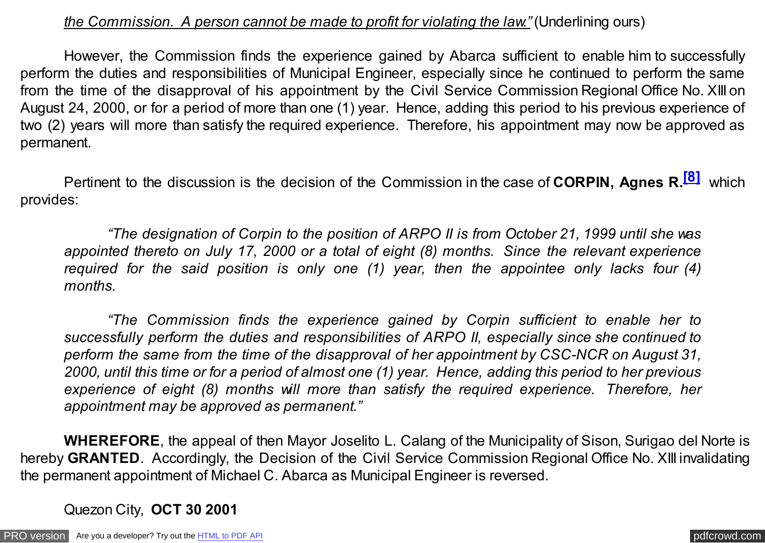*the Commission. A person cannot be made to profit for violating the law."* (Underlining ours)

However, the Commission finds the experience gained by Abarca sufficient to enable him to successfully perform the duties and responsibilities of Municipal Engineer, especially since he continued to perform the same from the time of the disapproval of his appointment by the Civil Service Commission Regional Office No. XIII on August 24, 2000, or for a period of more than one (1) year. Hence, adding this period to his previous experience of two (2) years will more than satisfy the required experience. Therefore, his appointment may now be approved as permanent.

Pertinent to the discussion is the decision of the Commission in the case of **CORPIN, Agnes R.**[8] which provides:

> *"The designation of Corpin to the position of ARPO II is from October 21, 1999 until she was appointed thereto on July 17, 2000 or a total of eight (8) months. Since the relevant experience required for the said position is only one (1) year, then the appointee only lacks four (4) months.*
>
> *"The Commission finds the experience gained by Corpin sufficient to enable her to successfully perform the duties and responsibilities of ARPO II, especially since she continued to perform the same from the time of the disapproval of her appointment by CSC-NCR on August 31, 2000, until this time or for a period of almost one (1) year. Hence, adding this period to her previous experience of eight (8) months will more than satisfy the required experience. Therefore, her appointment may be approved as permanent."*

**WHEREFORE**, the appeal of then Mayor Joselito L. Calang of the Municipality of Sison, Surigao del Norte is hereby **GRANTED**. Accordingly, the Decision of the Civil Service Commission Regional Office No. XIII invalidating the permanent appointment of Michael C. Abarca as Municipal Engineer is reversed.

Quezon City, **OCT 30 2001**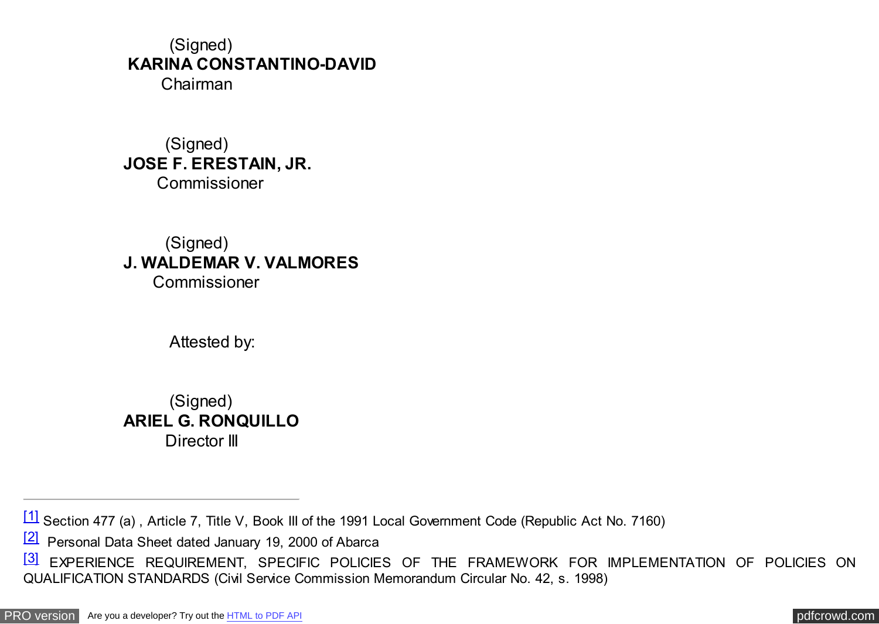(Signed)
**KARINA CONSTANTINO-DAVID**
Chairman

(Signed)
**JOSE F. ERESTAIN, JR.**
Commissioner

(Signed)
**J. WALDEMAR V. VALMORES**
Commissioner

Attested by:

(Signed)
**ARIEL G. RONQUILLO**
Director III

---

[1] Section 477 (a) , Article 7, Title V, Book III of the 1991 Local Government Code (Republic Act No. 7160)

[2] Personal Data Sheet dated January 19, 2000 of Abarca

[3] EXPERIENCE REQUIREMENT, SPECIFIC POLICIES OF THE FRAMEWORK FOR IMPLEMENTATION OF POLICIES ON QUALIFICATION STANDARDS (Civil Service Commission Memorandum Circular No. 42, s. 1998)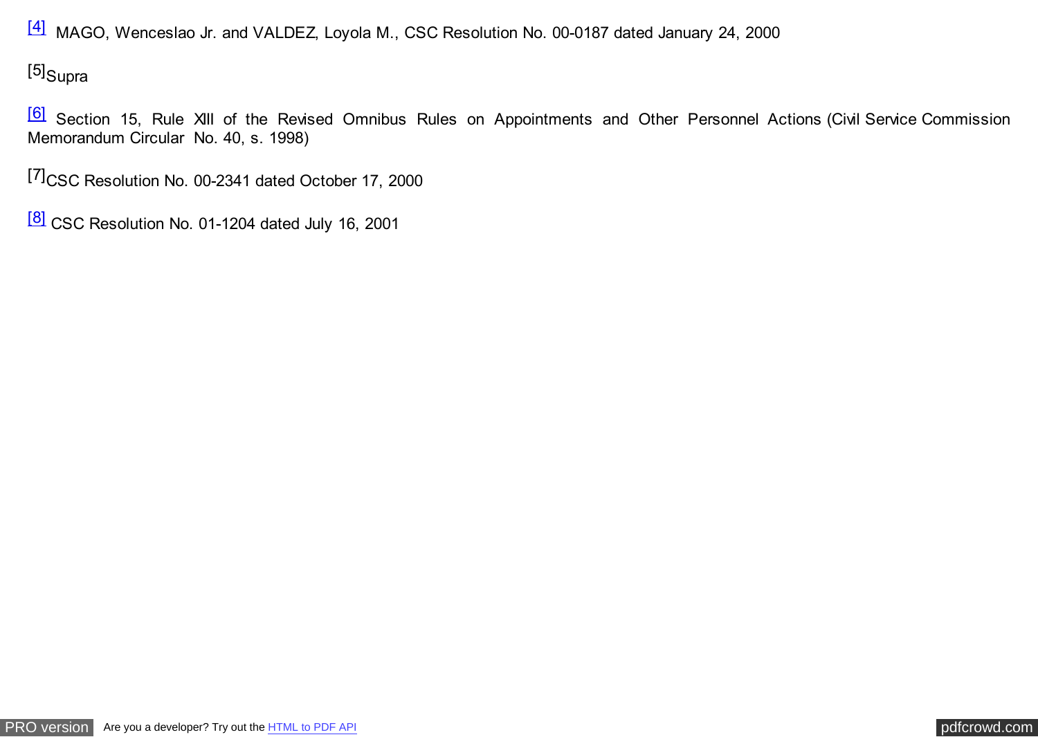[4] MAGO, Wenceslao Jr. and VALDEZ, Loyola M., CSC Resolution No. 00-0187 dated January 24, 2000

[5]Supra

[6] Section 15, Rule XIII of the Revised Omnibus Rules on Appointments and Other Personnel Actions (Civil Service Commission Memorandum Circular No. 40, s. 1998)

[7]CSC Resolution No. 00-2341 dated October 17, 2000

[8] CSC Resolution No. 01-1204 dated July 16, 2001